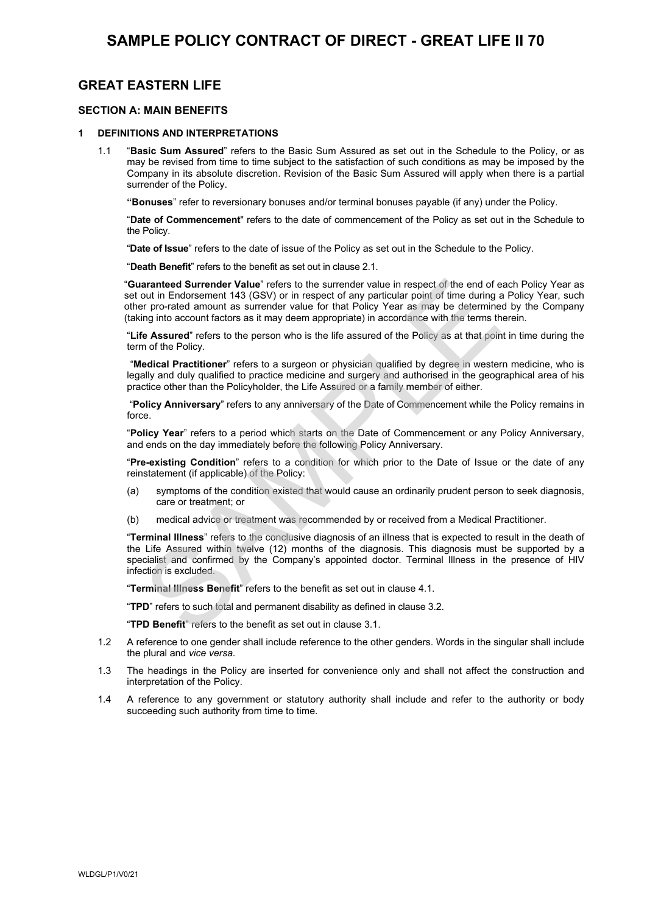# SAMPLE POLICY CONTRACT OF DIRECT - GREAT LIFE II 70

## GREAT EASTERN LIFE

### SECTION A: MAIN BENEFITS

**1 DEFINITIONS AND INTERPRETATIONS**

1.1 "**Basic Sum Assured**" refers to the Basic Sum Assured as set out in the Schedule to the Policy, or as may be revised from time to time subject to the satisfaction of such conditions as may be imposed by the Company in its absolute discretion. Revision of the Basic Sum Assured will apply when there is a partial surrender of the Policy.

"**Bonuses**" refer to reversionary bonuses and/or terminal bonuses payable (if any) under the Policy.

"**Date of Commencement**" refers to the date of commencement of the Policy as set out in the Schedule to the Policy.

"**Date of Issue**" refers to the date of issue of the Policy as set out in the Schedule to the Policy.

"**Death Benefit**" refers to the benefit as set out in clause 2.1.

"**Guaranteed Surrender Value**" refers to the surrender value in respect of the end of each Policy Year as set out in Endorsement 143 (GSV) or in respect of any particular point of time during a Policy Year, such other pro-rated amount as surrender value for that Policy Year as may be determined by the Company (taking into account factors as it may deem appropriate) in accordance with the terms therein.

"**Life Assured**" refers to the person who is the life assured of the Policy as at that point in time during the term of the Policy.

"**Medical Practitioner**" refers to a surgeon or physician qualified by degree in western medicine, who is legally and duly qualified to practice medicine and surgery and authorised in the geographical area of his practice other than the Policyholder, the Life Assured or a family member of either.

"**Policy Anniversary**" refers to any anniversary of the Date of Commencement while the Policy remains in force.

"**Policy Year**" refers to a period which starts on the Date of Commencement or any Policy Anniversary, and ends on the day immediately before the following Policy Anniversary.

"**Pre-existing Condition**" refers to a condition for which prior to the Date of Issue or the date of any reinstatement (if applicable) of the Policy:

(a) symptoms of the condition existed that would cause an ordinarily prudent person to seek diagnosis, care or treatment; or

(b) medical advice or treatment was recommended by or received from a Medical Practitioner.

"**Terminal Illness**" refers to the conclusive diagnosis of an illness that is expected to result in the death of the Life Assured within twelve (12) months of the diagnosis. This diagnosis must be supported by a specialist and confirmed by the Company's appointed doctor. Terminal Illness in the presence of HIV infection is excluded.

"**Terminal Illness Benefit**" refers to the benefit as set out in clause 4.1.

"**TPD**" refers to such total and permanent disability as defined in clause 3.2.

"**TPD Benefit**" refers to the benefit as set out in clause 3.1.

1.2 A reference to one gender shall include reference to the other genders. Words in the singular shall include the plural and *vice versa.*

1.3 The headings in the Policy are inserted for convenience only and shall not affect the construction and interpretation of the Policy.

1.4 A reference to any government or statutory authority shall include and refer to the authority or body succeeding such authority from time to time.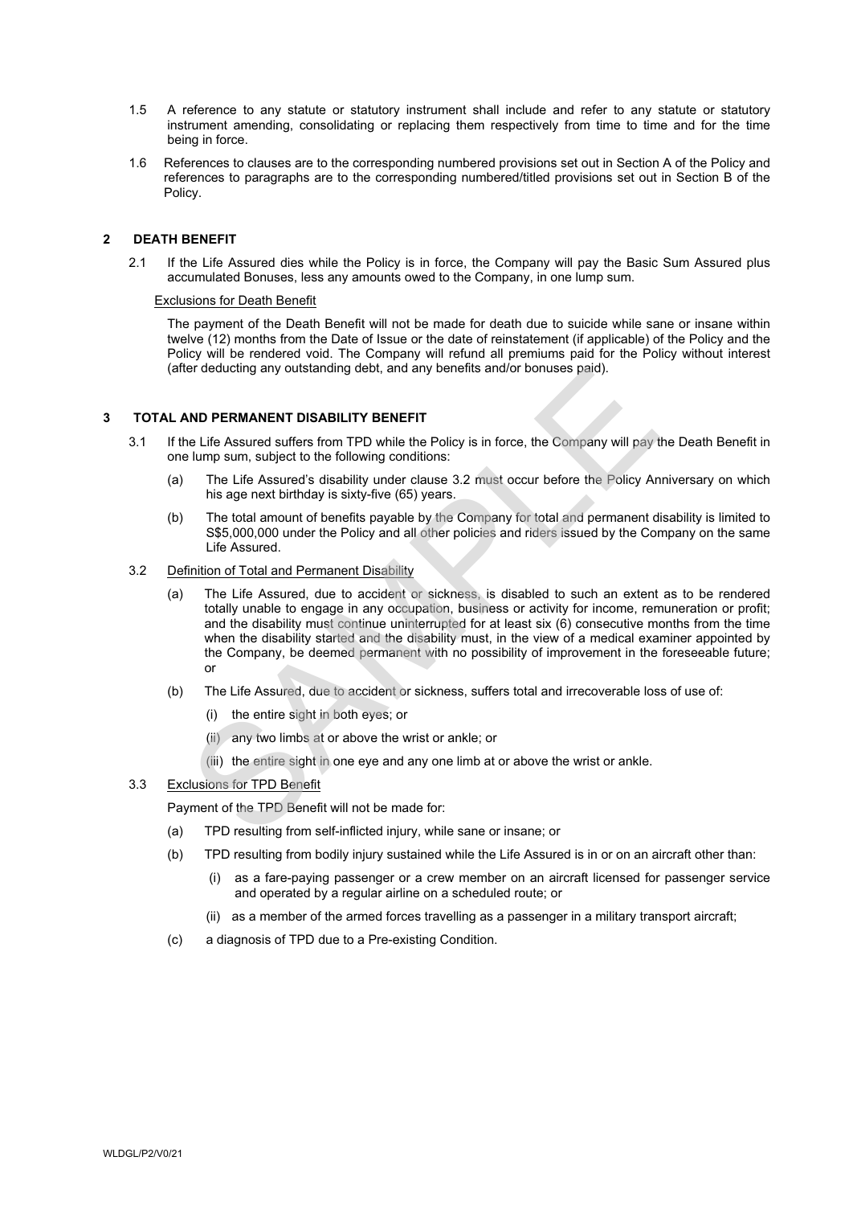1.5 A reference to any statute or statutory instrument shall include and refer to any statute or statutory instrument amending, consolidating or replacing them respectively from time to time and for the time being in force.

1.6 References to clauses are to the corresponding numbered provisions set out in Section A of the Policy and references to paragraphs are to the corresponding numbered/titled provisions set out in Section B of the Policy.

## 2 DEATH BENEFIT

2.1 If the Life Assured dies while the Policy is in force, the Company will pay the Basic Sum Assured plus accumulated Bonuses, less any amounts owed to the Company, in one lump sum.

Exclusions for Death Benefit

The payment of the Death Benefit will not be made for death due to suicide while sane or insane within twelve (12) months from the Date of Issue or the date of reinstatement (if applicable) of the Policy and the Policy will be rendered void. The Company will refund all premiums paid for the Policy without interest (after deducting any outstanding debt, and any benefits and/or bonuses paid).

## 3 TOTAL AND PERMANENT DISABILITY BENEFIT

3.1 If the Life Assured suffers from TPD while the Policy is in force, the Company will pay the Death Benefit in one lump sum, subject to the following conditions:

(a) The Life Assured's disability under clause 3.2 must occur before the Policy Anniversary on which his age next birthday is sixty-five (65) years.

(b) The total amount of benefits payable by the Company for total and permanent disability is limited to S$5,000,000 under the Policy and all other policies and riders issued by the Company on the same Life Assured.

3.2 Definition of Total and Permanent Disability

(a) The Life Assured, due to accident or sickness, is disabled to such an extent as to be rendered totally unable to engage in any occupation, business or activity for income, remuneration or profit; and the disability must continue uninterrupted for at least six (6) consecutive months from the time when the disability started and the disability must, in the view of a medical examiner appointed by the Company, be deemed permanent with no possibility of improvement in the foreseeable future; or

(b) The Life Assured, due to accident or sickness, suffers total and irrecoverable loss of use of:

(i) the entire sight in both eyes; or

(ii) any two limbs at or above the wrist or ankle; or

(iii) the entire sight in one eye and any one limb at or above the wrist or ankle.

3.3 Exclusions for TPD Benefit

Payment of the TPD Benefit will not be made for:

(a) TPD resulting from self-inflicted injury, while sane or insane; or

(b) TPD resulting from bodily injury sustained while the Life Assured is in or on an aircraft other than:

(i) as a fare-paying passenger or a crew member on an aircraft licensed for passenger service and operated by a regular airline on a scheduled route; or

(ii) as a member of the armed forces travelling as a passenger in a military transport aircraft;

(c) a diagnosis of TPD due to a Pre-existing Condition.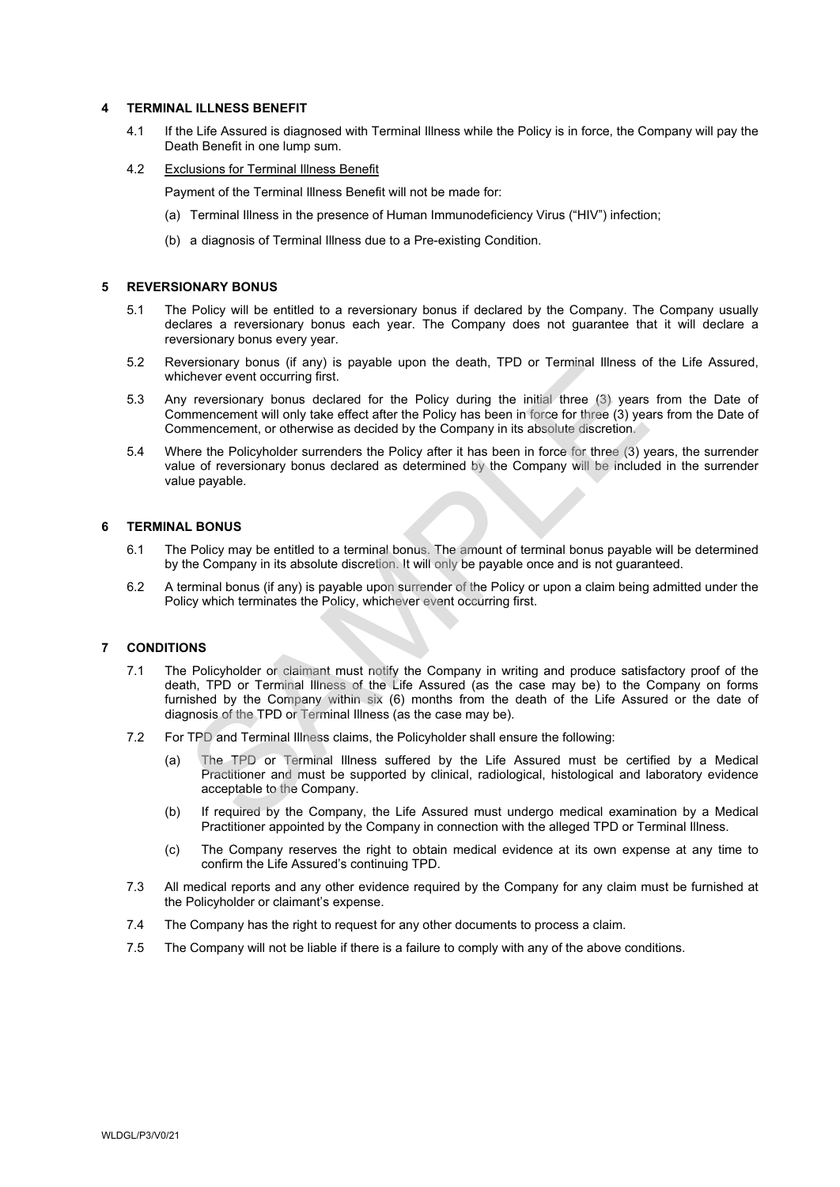## 4 TERMINAL ILLNESS BENEFIT

4.1 If the Life Assured is diagnosed with Terminal Illness while the Policy is in force, the Company will pay the Death Benefit in one lump sum.

4.2 Exclusions for Terminal Illness Benefit

Payment of the Terminal Illness Benefit will not be made for:

(a) Terminal Illness in the presence of Human Immunodeficiency Virus ("HIV") infection;

(b) a diagnosis of Terminal Illness due to a Pre-existing Condition.

## 5 REVERSIONARY BONUS

5.1 The Policy will be entitled to a reversionary bonus if declared by the Company. The Company usually declares a reversionary bonus each year. The Company does not guarantee that it will declare a reversionary bonus every year.

5.2 Reversionary bonus (if any) is payable upon the death, TPD or Terminal Illness of the Life Assured, whichever event occurring first.

5.3 Any reversionary bonus declared for the Policy during the initial three (3) years from the Date of Commencement will only take effect after the Policy has been in force for three (3) years from the Date of Commencement, or otherwise as decided by the Company in its absolute discretion.

5.4 Where the Policyholder surrenders the Policy after it has been in force for three (3) years, the surrender value of reversionary bonus declared as determined by the Company will be included in the surrender value payable.

## 6 TERMINAL BONUS

6.1 The Policy may be entitled to a terminal bonus. The amount of terminal bonus payable will be determined by the Company in its absolute discretion. It will only be payable once and is not guaranteed.

6.2 A terminal bonus (if any) is payable upon surrender of the Policy or upon a claim being admitted under the Policy which terminates the Policy, whichever event occurring first.

## 7 CONDITIONS

7.1 The Policyholder or claimant must notify the Company in writing and produce satisfactory proof of the death, TPD or Terminal Illness of the Life Assured (as the case may be) to the Company on forms furnished by the Company within six (6) months from the death of the Life Assured or the date of diagnosis of the TPD or Terminal Illness (as the case may be).

7.2 For TPD and Terminal Illness claims, the Policyholder shall ensure the following:

(a) The TPD or Terminal Illness suffered by the Life Assured must be certified by a Medical Practitioner and must be supported by clinical, radiological, histological and laboratory evidence acceptable to the Company.

(b) If required by the Company, the Life Assured must undergo medical examination by a Medical Practitioner appointed by the Company in connection with the alleged TPD or Terminal Illness.

(c) The Company reserves the right to obtain medical evidence at its own expense at any time to confirm the Life Assured's continuing TPD.

7.3 All medical reports and any other evidence required by the Company for any claim must be furnished at the Policyholder or claimant's expense.

7.4 The Company has the right to request for any other documents to process a claim.

7.5 The Company will not be liable if there is a failure to comply with any of the above conditions.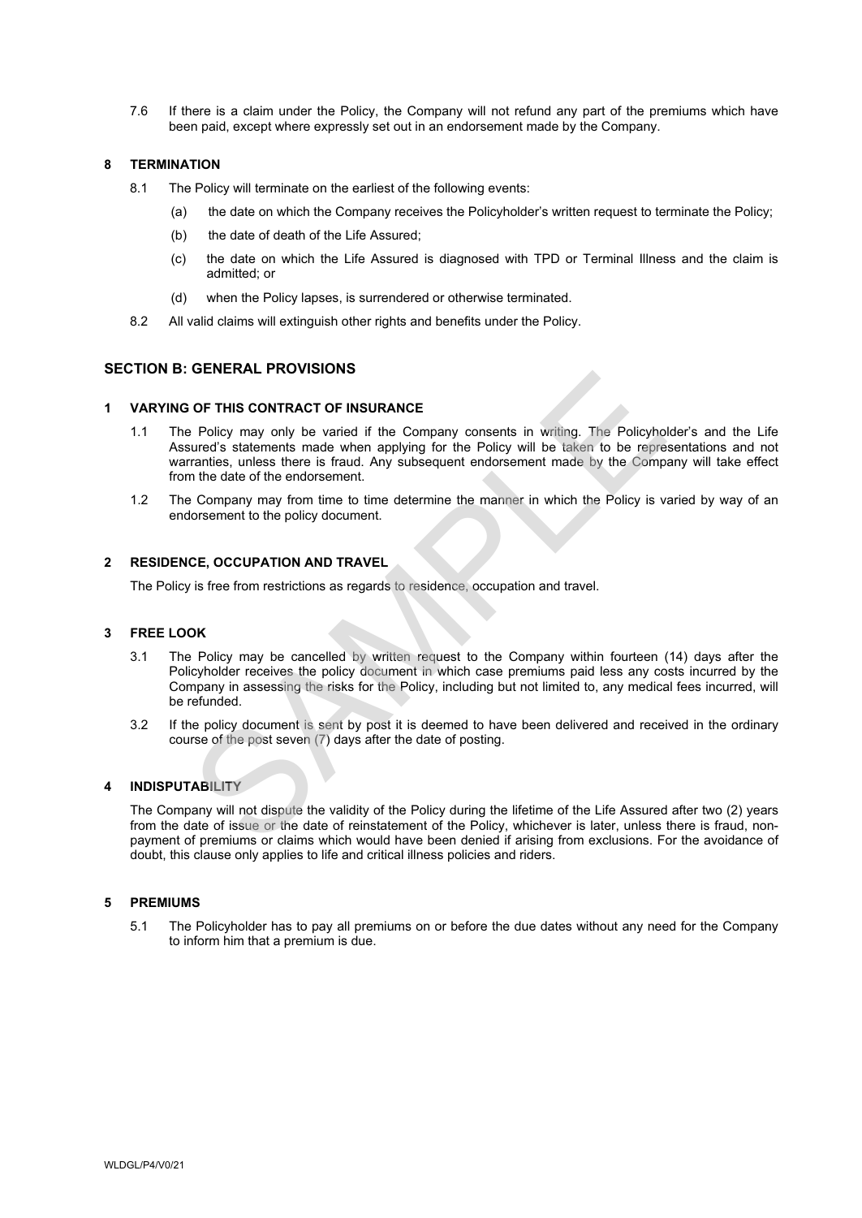7.6 If there is a claim under the Policy, the Company will not refund any part of the premiums which have been paid, except where expressly set out in an endorsement made by the Company.

### 8 TERMINATION

8.1 The Policy will terminate on the earliest of the following events:

(a) the date on which the Company receives the Policyholder's written request to terminate the Policy;

(b) the date of death of the Life Assured;

(c) the date on which the Life Assured is diagnosed with TPD or Terminal Illness and the claim is admitted; or

(d) when the Policy lapses, is surrendered or otherwise terminated.

8.2 All valid claims will extinguish other rights and benefits under the Policy.

## SECTION B: GENERAL PROVISIONS

### 1 VARYING OF THIS CONTRACT OF INSURANCE

1.1 The Policy may only be varied if the Company consents in writing. The Policyholder's and the Life Assured's statements made when applying for the Policy will be taken to be representations and not warranties, unless there is fraud. Any subsequent endorsement made by the Company will take effect from the date of the endorsement.

1.2 The Company may from time to time determine the manner in which the Policy is varied by way of an endorsement to the policy document.

### 2 RESIDENCE, OCCUPATION AND TRAVEL

The Policy is free from restrictions as regards to residence, occupation and travel.

### 3 FREE LOOK

3.1 The Policy may be cancelled by written request to the Company within fourteen (14) days after the Policyholder receives the policy document in which case premiums paid less any costs incurred by the Company in assessing the risks for the Policy, including but not limited to, any medical fees incurred, will be refunded.

3.2 If the policy document is sent by post it is deemed to have been delivered and received in the ordinary course of the post seven (7) days after the date of posting.

### 4 INDISPUTABILITY

The Company will not dispute the validity of the Policy during the lifetime of the Life Assured after two (2) years from the date of issue or the date of reinstatement of the Policy, whichever is later, unless there is fraud, non-payment of premiums or claims which would have been denied if arising from exclusions. For the avoidance of doubt, this clause only applies to life and critical illness policies and riders.

### 5 PREMIUMS

5.1 The Policyholder has to pay all premiums on or before the due dates without any need for the Company to inform him that a premium is due.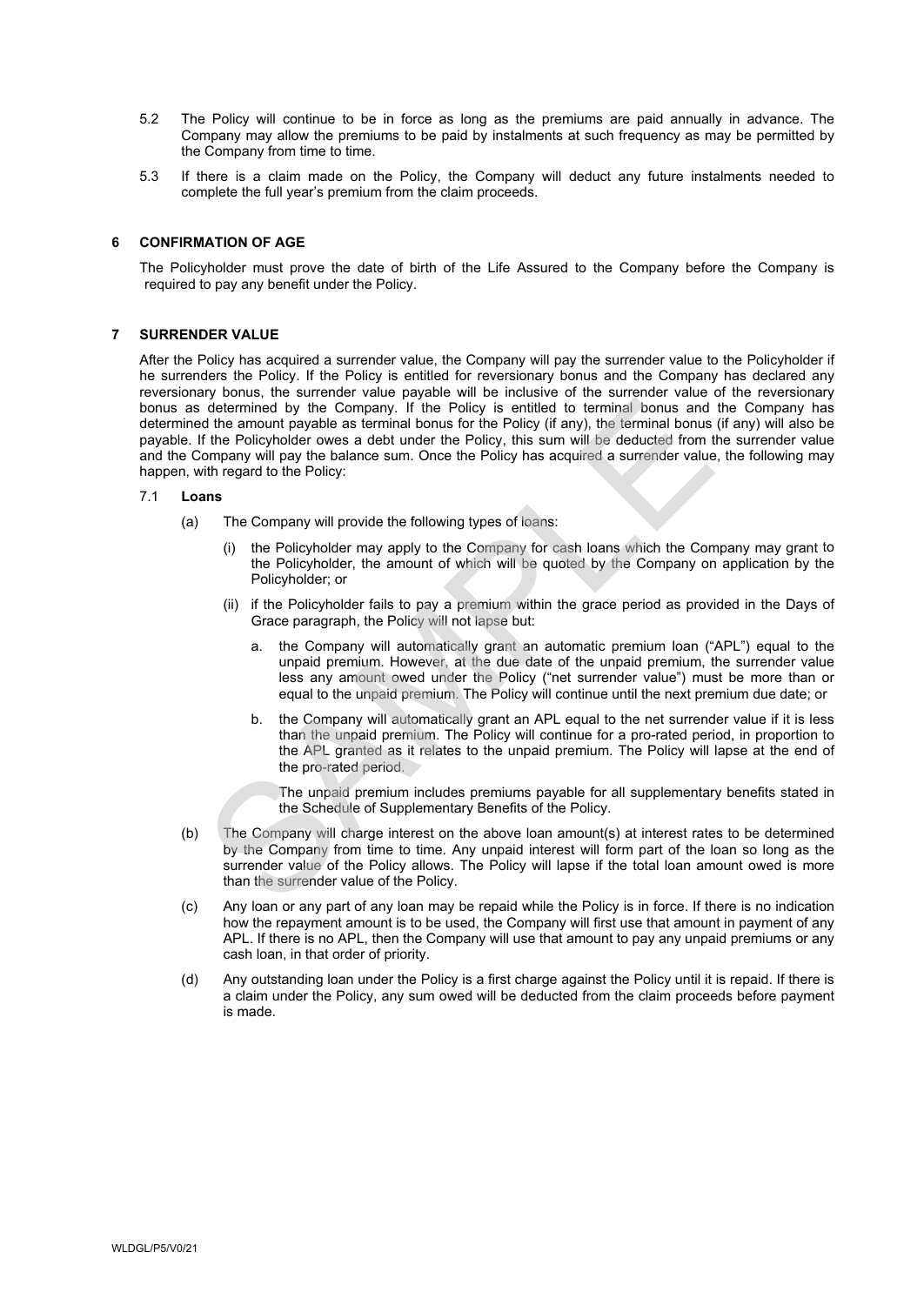5.2 The Policy will continue to be in force as long as the premiums are paid annually in advance. The Company may allow the premiums to be paid by instalments at such frequency as may be permitted by the Company from time to time.

5.3 If there is a claim made on the Policy, the Company will deduct any future instalments needed to complete the full year's premium from the claim proceeds.

## 6 CONFIRMATION OF AGE

The Policyholder must prove the date of birth of the Life Assured to the Company before the Company is required to pay any benefit under the Policy.

## 7 SURRENDER VALUE

After the Policy has acquired a surrender value, the Company will pay the surrender value to the Policyholder if he surrenders the Policy. If the Policy is entitled for reversionary bonus and the Company has declared any reversionary bonus, the surrender value payable will be inclusive of the surrender value of the reversionary bonus as determined by the Company. If the Policy is entitled to terminal bonus and the Company has determined the amount payable as terminal bonus for the Policy (if any), the terminal bonus (if any) will also be payable. If the Policyholder owes a debt under the Policy, this sum will be deducted from the surrender value and the Company will pay the balance sum. Once the Policy has acquired a surrender value, the following may happen, with regard to the Policy:

### 7.1 Loans

(a) The Company will provide the following types of loans:

(i) the Policyholder may apply to the Company for cash loans which the Company may grant to the Policyholder, the amount of which will be quoted by the Company on application by the Policyholder; or

(ii) if the Policyholder fails to pay a premium within the grace period as provided in the Days of Grace paragraph, the Policy will not lapse but:

a. the Company will automatically grant an automatic premium loan ("APL") equal to the unpaid premium. However, at the due date of the unpaid premium, the surrender value less any amount owed under the Policy ("net surrender value") must be more than or equal to the unpaid premium. The Policy will continue until the next premium due date; or

b. the Company will automatically grant an APL equal to the net surrender value if it is less than the unpaid premium. The Policy will continue for a pro-rated period, in proportion to the APL granted as it relates to the unpaid premium. The Policy will lapse at the end of the pro-rated period.

The unpaid premium includes premiums payable for all supplementary benefits stated in the Schedule of Supplementary Benefits of the Policy.

(b) The Company will charge interest on the above loan amount(s) at interest rates to be determined by the Company from time to time. Any unpaid interest will form part of the loan so long as the surrender value of the Policy allows. The Policy will lapse if the total loan amount owed is more than the surrender value of the Policy.

(c) Any loan or any part of any loan may be repaid while the Policy is in force. If there is no indication how the repayment amount is to be used, the Company will first use that amount in payment of any APL. If there is no APL, then the Company will use that amount to pay any unpaid premiums or any cash loan, in that order of priority.

(d) Any outstanding loan under the Policy is a first charge against the Policy until it is repaid. If there is a claim under the Policy, any sum owed will be deducted from the claim proceeds before payment is made.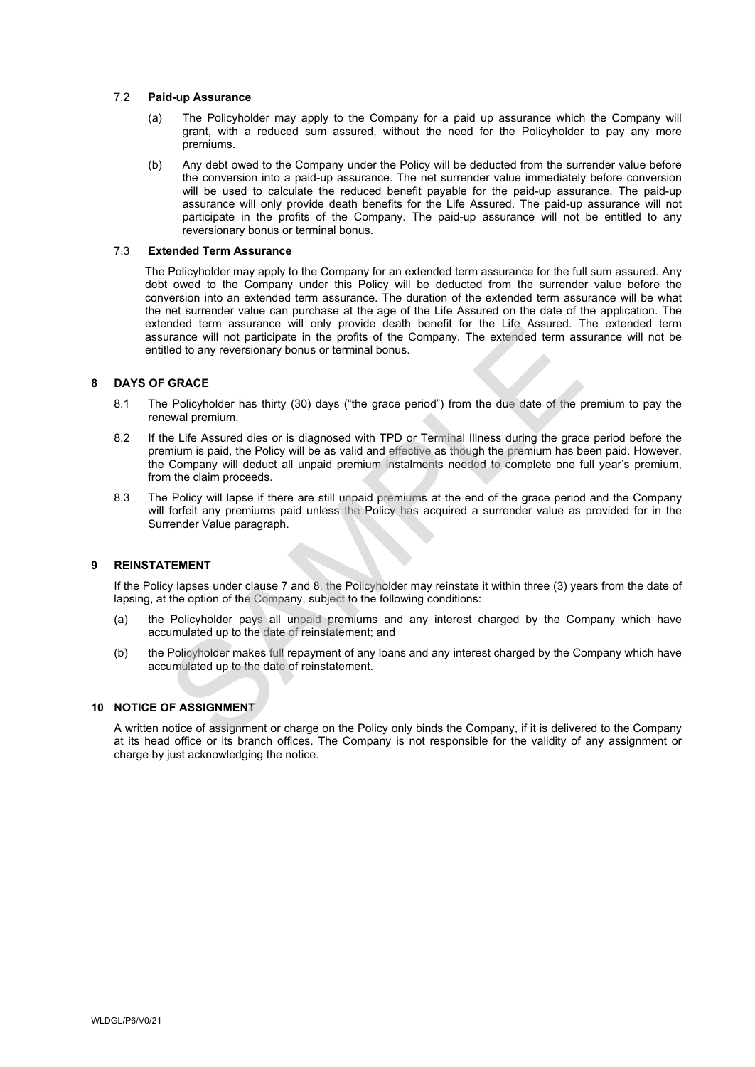### 7.2 **Paid-up Assurance**

(a) The Policyholder may apply to the Company for a paid up assurance which the Company will grant, with a reduced sum assured, without the need for the Policyholder to pay any more premiums.

(b) Any debt owed to the Company under the Policy will be deducted from the surrender value before the conversion into a paid-up assurance. The net surrender value immediately before conversion will be used to calculate the reduced benefit payable for the paid-up assurance. The paid-up assurance will only provide death benefits for the Life Assured. The paid-up assurance will not participate in the profits of the Company. The paid-up assurance will not be entitled to any reversionary bonus or terminal bonus.

### 7.3 **Extended Term Assurance**

The Policyholder may apply to the Company for an extended term assurance for the full sum assured. Any debt owed to the Company under this Policy will be deducted from the surrender value before the conversion into an extended term assurance. The duration of the extended term assurance will be what the net surrender value can purchase at the age of the Life Assured on the date of the application. The extended term assurance will only provide death benefit for the Life Assured. The extended term assurance will not participate in the profits of the Company. The extended term assurance will not be entitled to any reversionary bonus or terminal bonus.

## 8 DAYS OF GRACE

8.1 The Policyholder has thirty (30) days ("the grace period") from the due date of the premium to pay the renewal premium.

8.2 If the Life Assured dies or is diagnosed with TPD or Terminal Illness during the grace period before the premium is paid, the Policy will be as valid and effective as though the premium has been paid. However, the Company will deduct all unpaid premium instalments needed to complete one full year's premium, from the claim proceeds.

8.3 The Policy will lapse if there are still unpaid premiums at the end of the grace period and the Company will forfeit any premiums paid unless the Policy has acquired a surrender value as provided for in the Surrender Value paragraph.

## 9 REINSTATEMENT

If the Policy lapses under clause 7 and 8, the Policyholder may reinstate it within three (3) years from the date of lapsing, at the option of the Company, subject to the following conditions:

(a) the Policyholder pays all unpaid premiums and any interest charged by the Company which have accumulated up to the date of reinstatement; and

(b) the Policyholder makes full repayment of any loans and any interest charged by the Company which have accumulated up to the date of reinstatement.

## 10 NOTICE OF ASSIGNMENT

A written notice of assignment or charge on the Policy only binds the Company, if it is delivered to the Company at its head office or its branch offices. The Company is not responsible for the validity of any assignment or charge by just acknowledging the notice.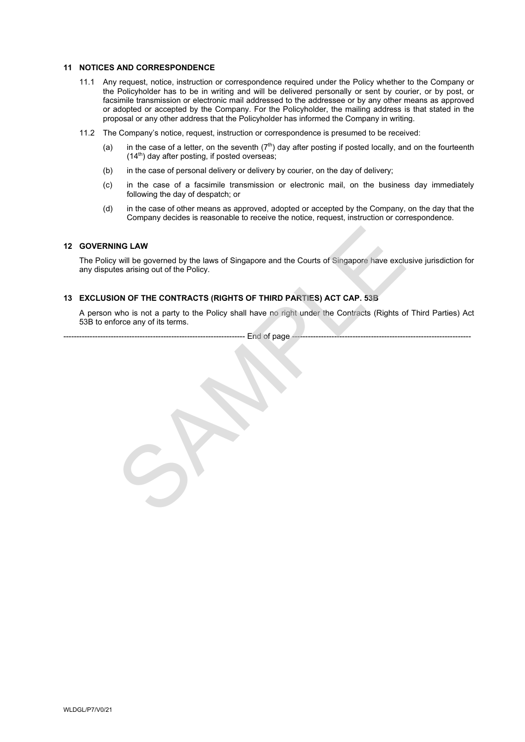## 11 NOTICES AND CORRESPONDENCE

11.1 Any request, notice, instruction or correspondence required under the Policy whether to the Company or the Policyholder has to be in writing and will be delivered personally or sent by courier, or by post, or facsimile transmission or electronic mail addressed to the addressee or by any other means as approved or adopted or accepted by the Company. For the Policyholder, the mailing address is that stated in the proposal or any other address that the Policyholder has informed the Company in writing.

11.2 The Company's notice, request, instruction or correspondence is presumed to be received:

(a) in the case of a letter, on the seventh ($7^{th}$) day after posting if posted locally, and on the fourteenth ($14^{th}$) day after posting, if posted overseas;

(b) in the case of personal delivery or delivery by courier, on the day of delivery;

(c) in the case of a facsimile transmission or electronic mail, on the business day immediately following the day of despatch; or

(d) in the case of other means as approved, adopted or accepted by the Company, on the day that the Company decides is reasonable to receive the notice, request, instruction or correspondence.

## 12 GOVERNING LAW

The Policy will be governed by the laws of Singapore and the Courts of Singapore have exclusive jurisdiction for any disputes arising out of the Policy.

## 13 EXCLUSION OF THE CONTRACTS (RIGHTS OF THIRD PARTIES) ACT CAP. 53B

A person who is not a party to the Policy shall have no right under the Contracts (Rights of Third Parties) Act 53B to enforce any of its terms.

---------------------------------------------------------------------- End of page ----------------------------------------------------------------------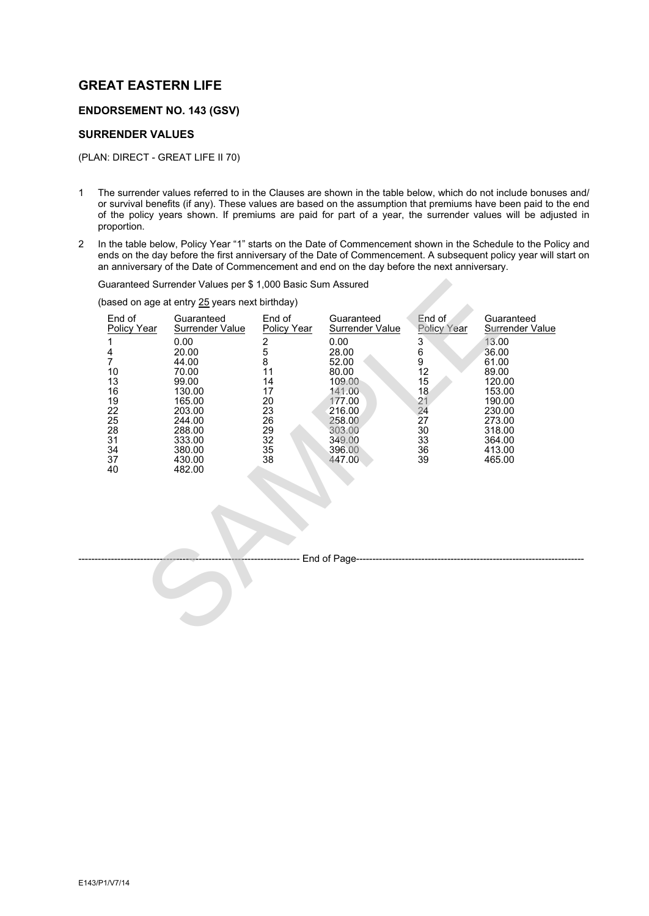## GREAT EASTERN LIFE

### ENDORSEMENT NO. 143 (GSV)

### SURRENDER VALUES

(PLAN: DIRECT - GREAT LIFE II 70)

1. The surrender values referred to in the Clauses are shown in the table below, which do not include bonuses and/ or survival benefits (if any). These values are based on the assumption that premiums have been paid to the end of the policy years shown. If premiums are paid for part of a year, the surrender values will be adjusted in proportion.

2. In the table below, Policy Year "1" starts on the Date of Commencement shown in the Schedule to the Policy and ends on the day before the first anniversary of the Date of Commencement. A subsequent policy year will start on an anniversary of the Date of Commencement and end on the day before the next anniversary.

Guaranteed Surrender Values per $ 1,000 Basic Sum Assured

(based on age at entry 25 years next birthday)

| End of Policy Year | Guaranteed Surrender Value | End of Policy Year | Guaranteed Surrender Value | End of Policy Year | Guaranteed Surrender Value |
|---|---|---|---|---|---|
| 1 | 0.00 | 2 | 0.00 | 3 | 13.00 |
| 4 | 20.00 | 5 | 28.00 | 6 | 36.00 |
| 7 | 44.00 | 8 | 52.00 | 9 | 61.00 |
| 10 | 70.00 | 11 | 80.00 | 12 | 89.00 |
| 13 | 99.00 | 14 | 109.00 | 15 | 120.00 |
| 16 | 130.00 | 17 | 141.00 | 18 | 153.00 |
| 19 | 165.00 | 20 | 177.00 | 21 | 190.00 |
| 22 | 203.00 | 23 | 216.00 | 24 | 230.00 |
| 25 | 244.00 | 26 | 258.00 | 27 | 273.00 |
| 28 | 288.00 | 29 | 303.00 | 30 | 318.00 |
| 31 | 333.00 | 32 | 349.00 | 33 | 364.00 |
| 34 | 380.00 | 35 | 396.00 | 36 | 413.00 |
| 37 | 430.00 | 38 | 447.00 | 39 | 465.00 |
| 40 | 482.00 | | | | |

------------------------------------------------------------------- End of Page-------------------------------------------------------------------

E143/P1/V7/14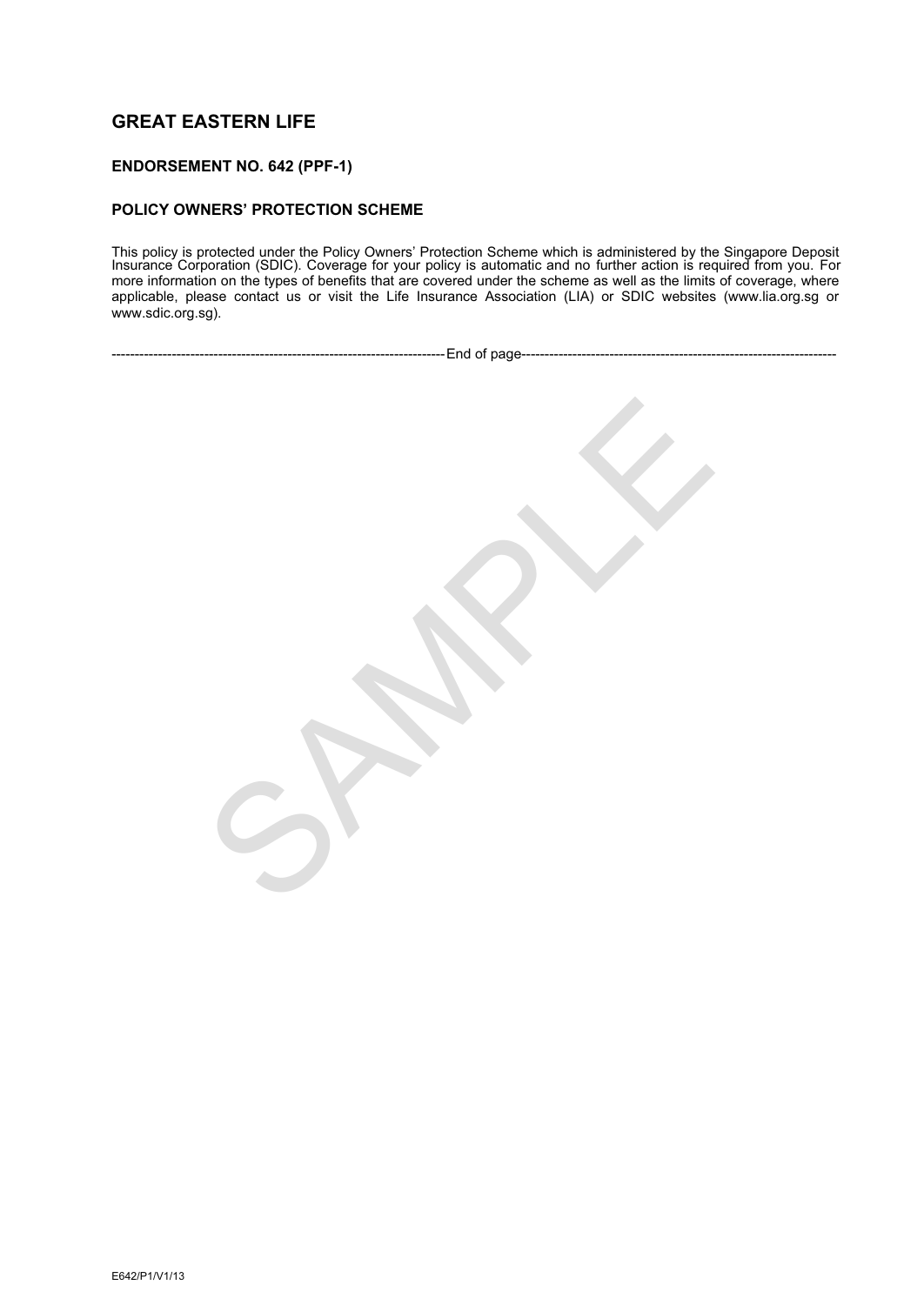## GREAT EASTERN LIFE

### ENDORSEMENT NO. 642 (PPF-1)

### POLICY OWNERS' PROTECTION SCHEME

This policy is protected under the Policy Owners' Protection Scheme which is administered by the Singapore Deposit Insurance Corporation (SDIC). Coverage for your policy is automatic and no further action is required from you. For more information on the types of benefits that are covered under the scheme as well as the limits of coverage, where applicable, please contact us or visit the Life Insurance Association (LIA) or SDIC websites (www.lia.org.sg or www.sdic.org.sg).

------------------------------------------------------------------------End of page------------------------------------------------------------------------

E642/P1/V1/13